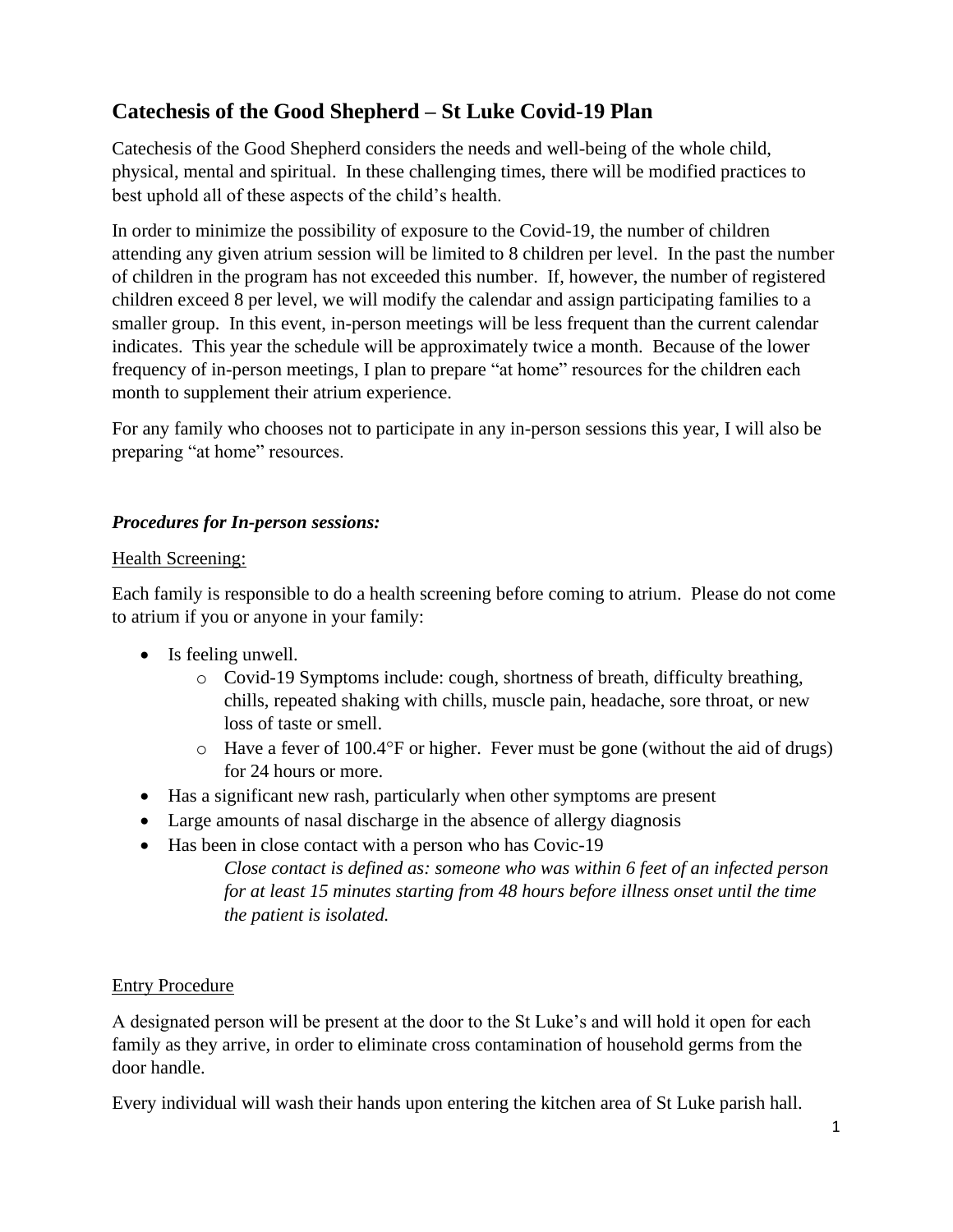## Catechesis of the Good Shepherd – St Luke Covid-19 Plan

Catechesis of the Good Shepherd considers the needs and well-being of the whole child, physical, mental and spiritual. In these challenging times, there will be modified practices to best uphold all of these aspects of the child's health.

In order to minimize the possibility of exposure to the Covid-19, the number of children attending any given atrium session will be limited to 8 children per level. In the past the number of children in the program has not exceeded this number. If, however, the number of registered children exceed 8 per level, we will modify the calendar and assign participating families to a smaller group. In this event, in-person meetings will be less frequent than the current calendar indicates. This year the schedule will be approximately twice a month. Because of the lower frequency of in-person meetings, I plan to prepare "at home" resources for the children each month to supplement their atrium experience.

For any family who chooses not to participate in any in-person sessions this year, I will also be preparing "at home" resources.

### *Procedures for In-person sessions:*

Health Screening:

Each family is responsible to do a health screening before coming to atrium. Please do not come to atrium if you or anyone in your family:

- Is feeling unwell.
  - Covid-19 Symptoms include: cough, shortness of breath, difficulty breathing, chills, repeated shaking with chills, muscle pain, headache, sore throat, or new loss of taste or smell.
  - Have a fever of 100.4°F or higher. Fever must be gone (without the aid of drugs) for 24 hours or more.
- Has a significant new rash, particularly when other symptoms are present
- Large amounts of nasal discharge in the absence of allergy diagnosis
- Has been in close contact with a person who has Covic-19

  *Close contact is defined as: someone who was within 6 feet of an infected person for at least 15 minutes starting from 48 hours before illness onset until the time the patient is isolated.*

Entry Procedure

A designated person will be present at the door to the St Luke's and will hold it open for each family as they arrive, in order to eliminate cross contamination of household germs from the door handle.

Every individual will wash their hands upon entering the kitchen area of St Luke parish hall.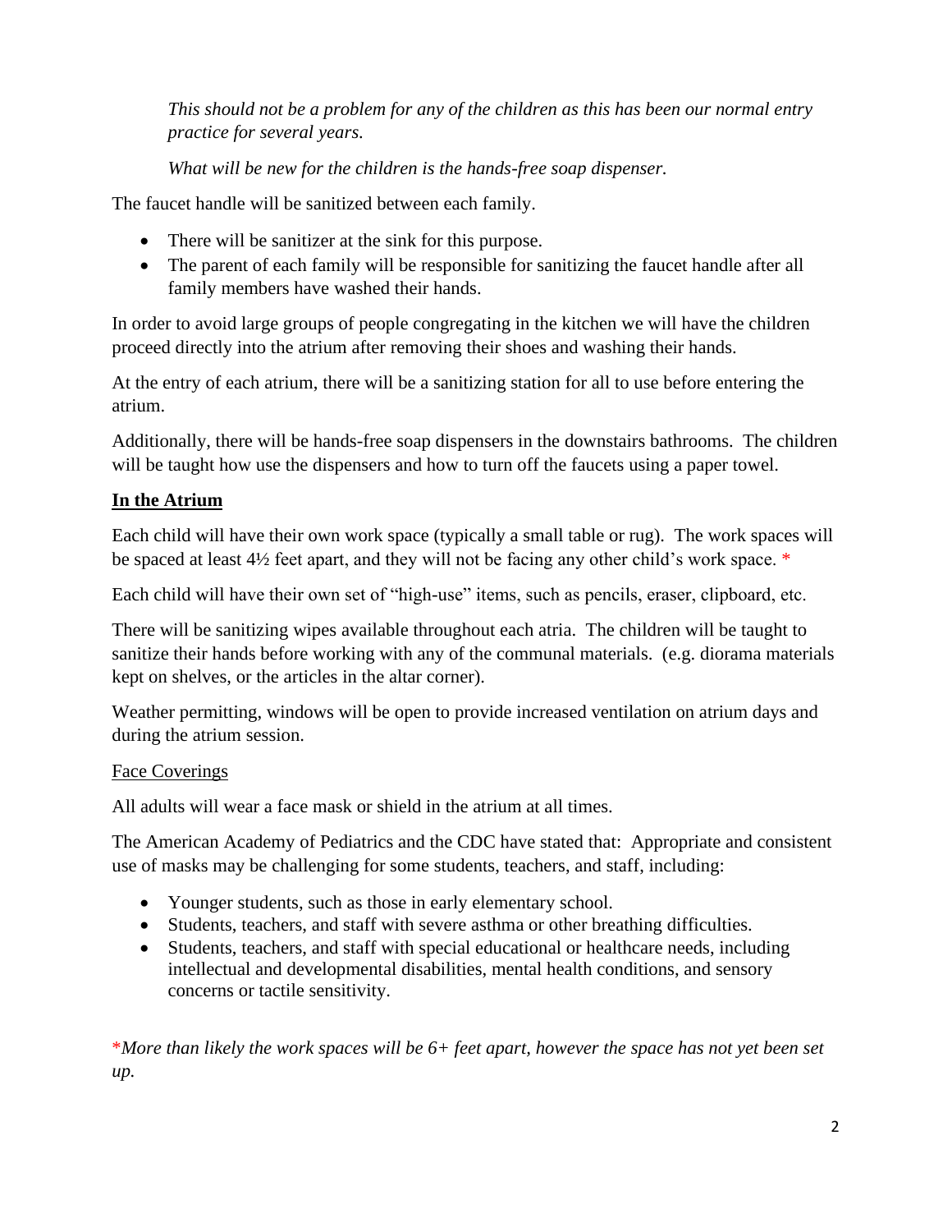*This should not be a problem for any of the children as this has been our normal entry practice for several years.*

*What will be new for the children is the hands-free soap dispenser.*

The faucet handle will be sanitized between each family.

- There will be sanitizer at the sink for this purpose.
- The parent of each family will be responsible for sanitizing the faucet handle after all family members have washed their hands.

In order to avoid large groups of people congregating in the kitchen we will have the children proceed directly into the atrium after removing their shoes and washing their hands.

At the entry of each atrium, there will be a sanitizing station for all to use before entering the atrium.

Additionally, there will be hands-free soap dispensers in the downstairs bathrooms. The children will be taught how use the dispensers and how to turn off the faucets using a paper towel.

## **In the Atrium**

Each child will have their own work space (typically a small table or rug). The work spaces will be spaced at least 4½ feet apart, and they will not be facing any other child's work space. *

Each child will have their own set of "high-use" items, such as pencils, eraser, clipboard, etc.

There will be sanitizing wipes available throughout each atria. The children will be taught to sanitize their hands before working with any of the communal materials. (e.g. diorama materials kept on shelves, or the articles in the altar corner).

Weather permitting, windows will be open to provide increased ventilation on atrium days and during the atrium session.

### Face Coverings

All adults will wear a face mask or shield in the atrium at all times.

The American Academy of Pediatrics and the CDC have stated that: Appropriate and consistent use of masks may be challenging for some students, teachers, and staff, including:

- Younger students, such as those in early elementary school.
- Students, teachers, and staff with severe asthma or other breathing difficulties.
- Students, teachers, and staff with special educational or healthcare needs, including intellectual and developmental disabilities, mental health conditions, and sensory concerns or tactile sensitivity.

**More than likely the work spaces will be 6+ feet apart, however the space has not yet been set up.*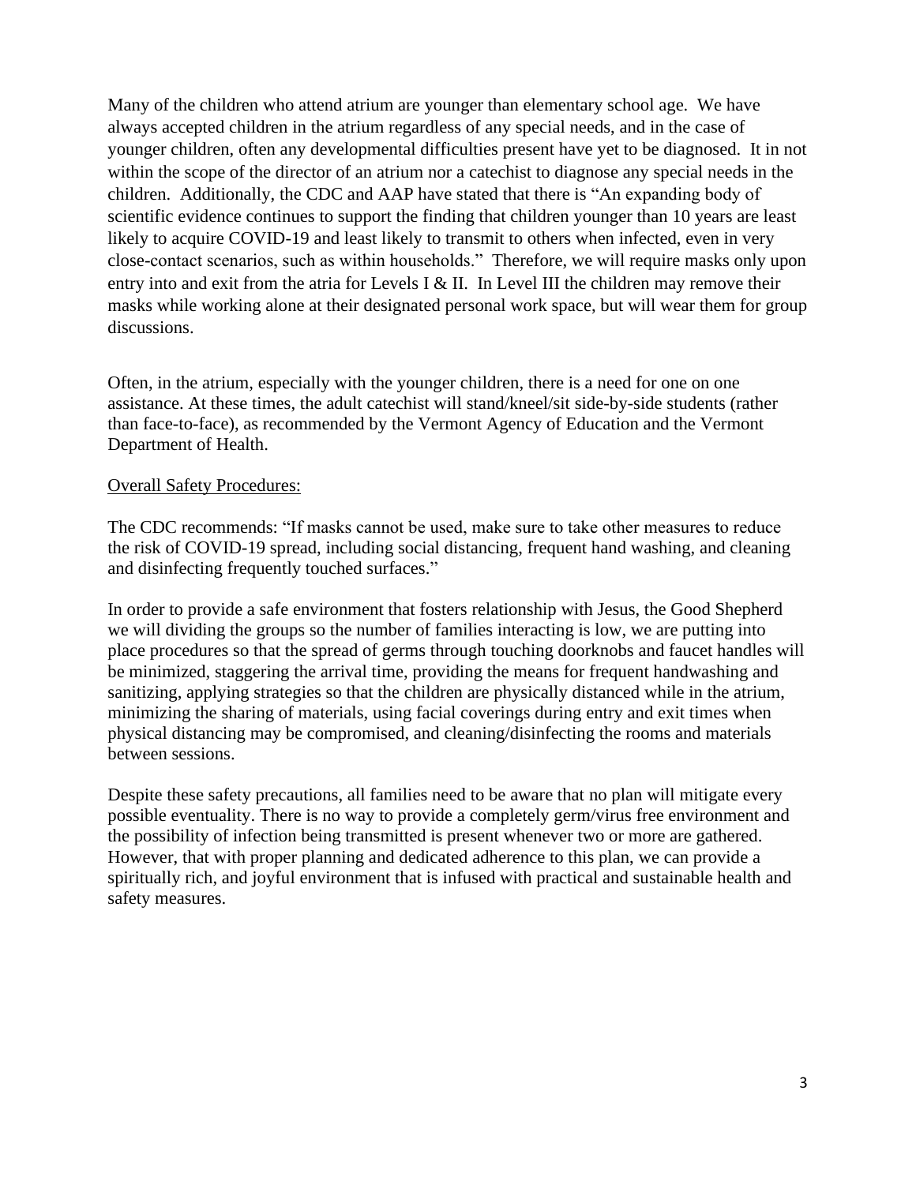Many of the children who attend atrium are younger than elementary school age. We have always accepted children in the atrium regardless of any special needs, and in the case of younger children, often any developmental difficulties present have yet to be diagnosed. It in not within the scope of the director of an atrium nor a catechist to diagnose any special needs in the children. Additionally, the CDC and AAP have stated that there is "An expanding body of scientific evidence continues to support the finding that children younger than 10 years are least likely to acquire COVID-19 and least likely to transmit to others when infected, even in very close-contact scenarios, such as within households." Therefore, we will require masks only upon entry into and exit from the atria for Levels I & II. In Level III the children may remove their masks while working alone at their designated personal work space, but will wear them for group discussions.

Often, in the atrium, especially with the younger children, there is a need for one on one assistance. At these times, the adult catechist will stand/kneel/sit side-by-side students (rather than face-to-face), as recommended by the Vermont Agency of Education and the Vermont Department of Health.

<u>Overall Safety Procedures:</u>

The CDC recommends: "If masks cannot be used, make sure to take other measures to reduce the risk of COVID-19 spread, including social distancing, frequent hand washing, and cleaning and disinfecting frequently touched surfaces."

In order to provide a safe environment that fosters relationship with Jesus, the Good Shepherd we will dividing the groups so the number of families interacting is low, we are putting into place procedures so that the spread of germs through touching doorknobs and faucet handles will be minimized, staggering the arrival time, providing the means for frequent handwashing and sanitizing, applying strategies so that the children are physically distanced while in the atrium, minimizing the sharing of materials, using facial coverings during entry and exit times when physical distancing may be compromised, and cleaning/disinfecting the rooms and materials between sessions.

Despite these safety precautions, all families need to be aware that no plan will mitigate every possible eventuality. There is no way to provide a completely germ/virus free environment and the possibility of infection being transmitted is present whenever two or more are gathered. However, that with proper planning and dedicated adherence to this plan, we can provide a spiritually rich, and joyful environment that is infused with practical and sustainable health and safety measures.